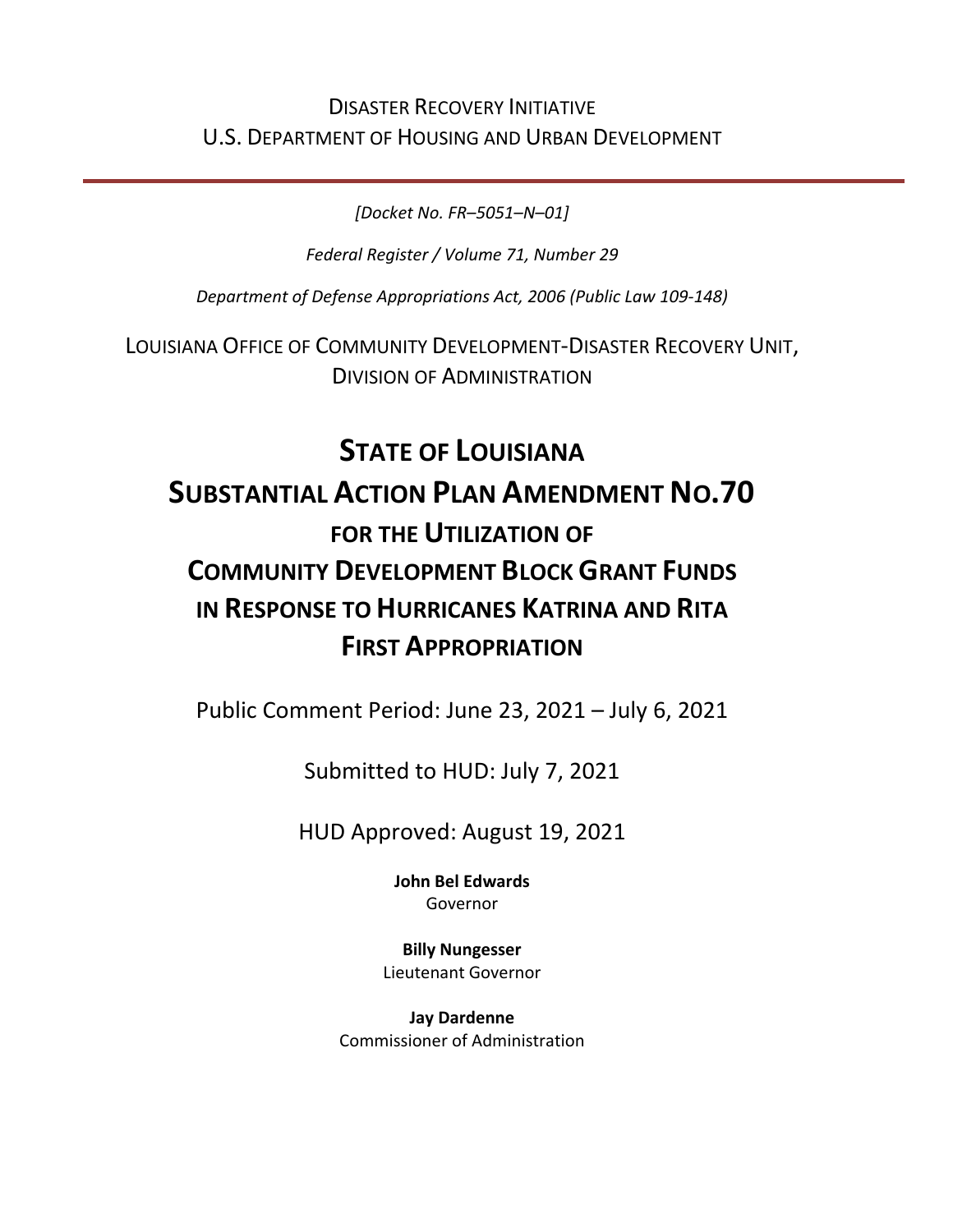DISASTER RECOVERY INITIATIVE
U.S. DEPARTMENT OF HOUSING AND URBAN DEVELOPMENT

---

*[Docket No. FR–5051–N–01]*

*Federal Register / Volume 71, Number 29*

*Department of Defense Appropriations Act, 2006 (Public Law 109-148)*

LOUISIANA OFFICE OF COMMUNITY DEVELOPMENT-DISASTER RECOVERY UNIT,
DIVISION OF ADMINISTRATION

# STATE OF LOUISIANA SUBSTANTIAL ACTION PLAN AMENDMENT NO.70 FOR THE UTILIZATION OF COMMUNITY DEVELOPMENT BLOCK GRANT FUNDS IN RESPONSE TO HURRICANES KATRINA AND RITA FIRST APPROPRIATION

Public Comment Period: June 23, 2021 – July 6, 2021

Submitted to HUD: July 7, 2021

HUD Approved: August 19, 2021

**John Bel Edwards**
Governor

**Billy Nungesser**
Lieutenant Governor

**Jay Dardenne**
Commissioner of Administration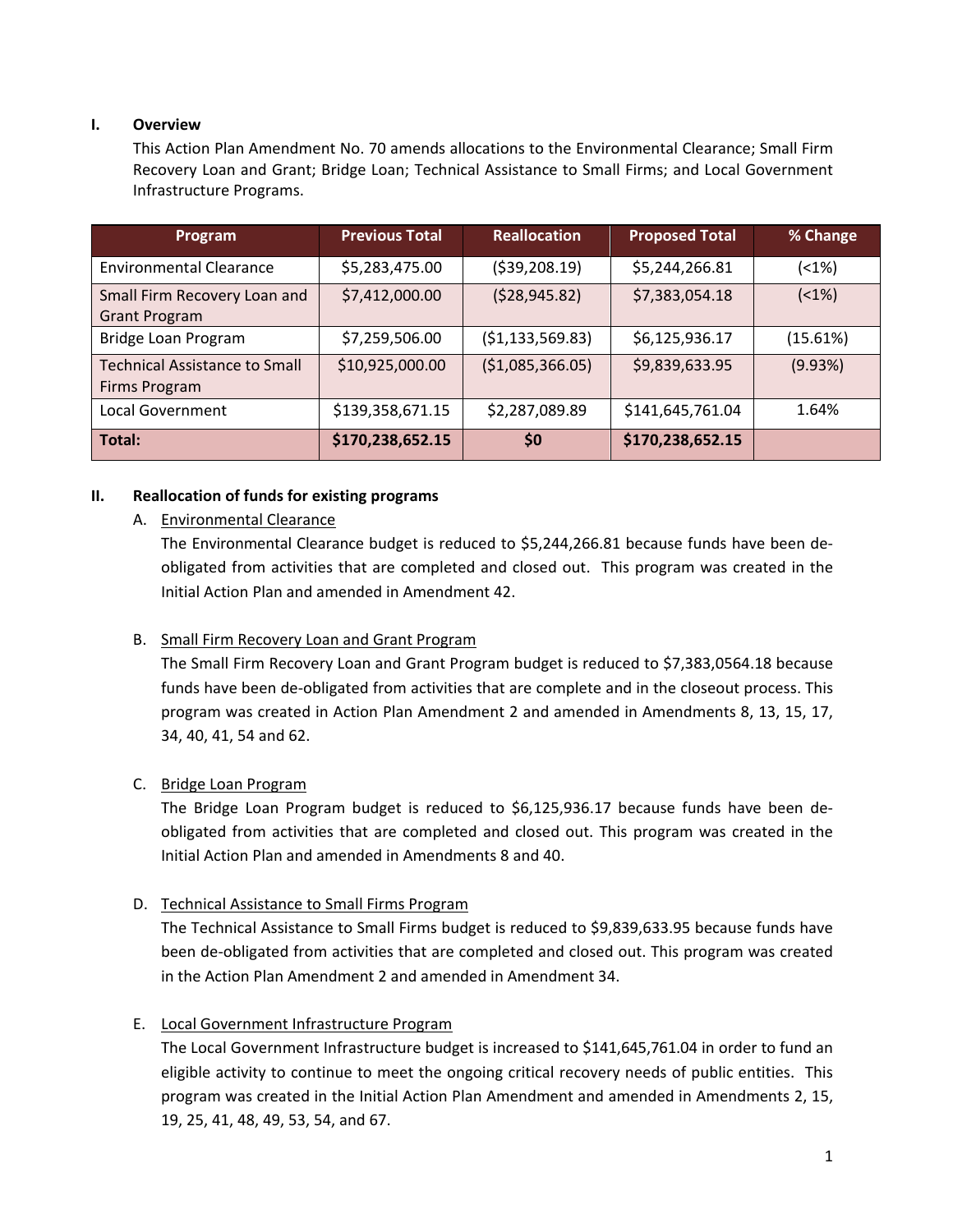## I. Overview

This Action Plan Amendment No. 70 amends allocations to the Environmental Clearance; Small Firm Recovery Loan and Grant; Bridge Loan; Technical Assistance to Small Firms; and Local Government Infrastructure Programs.

| Program | Previous Total | Reallocation | Proposed Total | % Change |
|---|---|---|---|---|
| Environmental Clearance | $5,283,475.00 | ($39,208.19) | $5,244,266.81 | (<1%) |
| Small Firm Recovery Loan and Grant Program | $7,412,000.00 | ($28,945.82) | $7,383,054.18 | (<1%) |
| Bridge Loan Program | $7,259,506.00 | ($1,133,569.83) | $6,125,936.17 | (15.61%) |
| Technical Assistance to Small Firms Program | $10,925,000.00 | ($1,085,366.05) | $9,839,633.95 | (9.93%) |
| Local Government | $139,358,671.15 | $2,287,089.89 | $141,645,761.04 | 1.64% |
| **Total:** | **$170,238,652.15** | **$0** | **$170,238,652.15** | |

## II. Reallocation of funds for existing programs

A. Environmental Clearance

The Environmental Clearance budget is reduced to $5,244,266.81 because funds have been de-obligated from activities that are completed and closed out. This program was created in the Initial Action Plan and amended in Amendment 42.

B. Small Firm Recovery Loan and Grant Program

The Small Firm Recovery Loan and Grant Program budget is reduced to $7,383,0564.18 because funds have been de-obligated from activities that are complete and in the closeout process. This program was created in Action Plan Amendment 2 and amended in Amendments 8, 13, 15, 17, 34, 40, 41, 54 and 62.

C. Bridge Loan Program

The Bridge Loan Program budget is reduced to $6,125,936.17 because funds have been de-obligated from activities that are completed and closed out. This program was created in the Initial Action Plan and amended in Amendments 8 and 40.

D. Technical Assistance to Small Firms Program

The Technical Assistance to Small Firms budget is reduced to $9,839,633.95 because funds have been de-obligated from activities that are completed and closed out. This program was created in the Action Plan Amendment 2 and amended in Amendment 34.

E. Local Government Infrastructure Program

The Local Government Infrastructure budget is increased to $141,645,761.04 in order to fund an eligible activity to continue to meet the ongoing critical recovery needs of public entities. This program was created in the Initial Action Plan Amendment and amended in Amendments 2, 15, 19, 25, 41, 48, 49, 53, 54, and 67.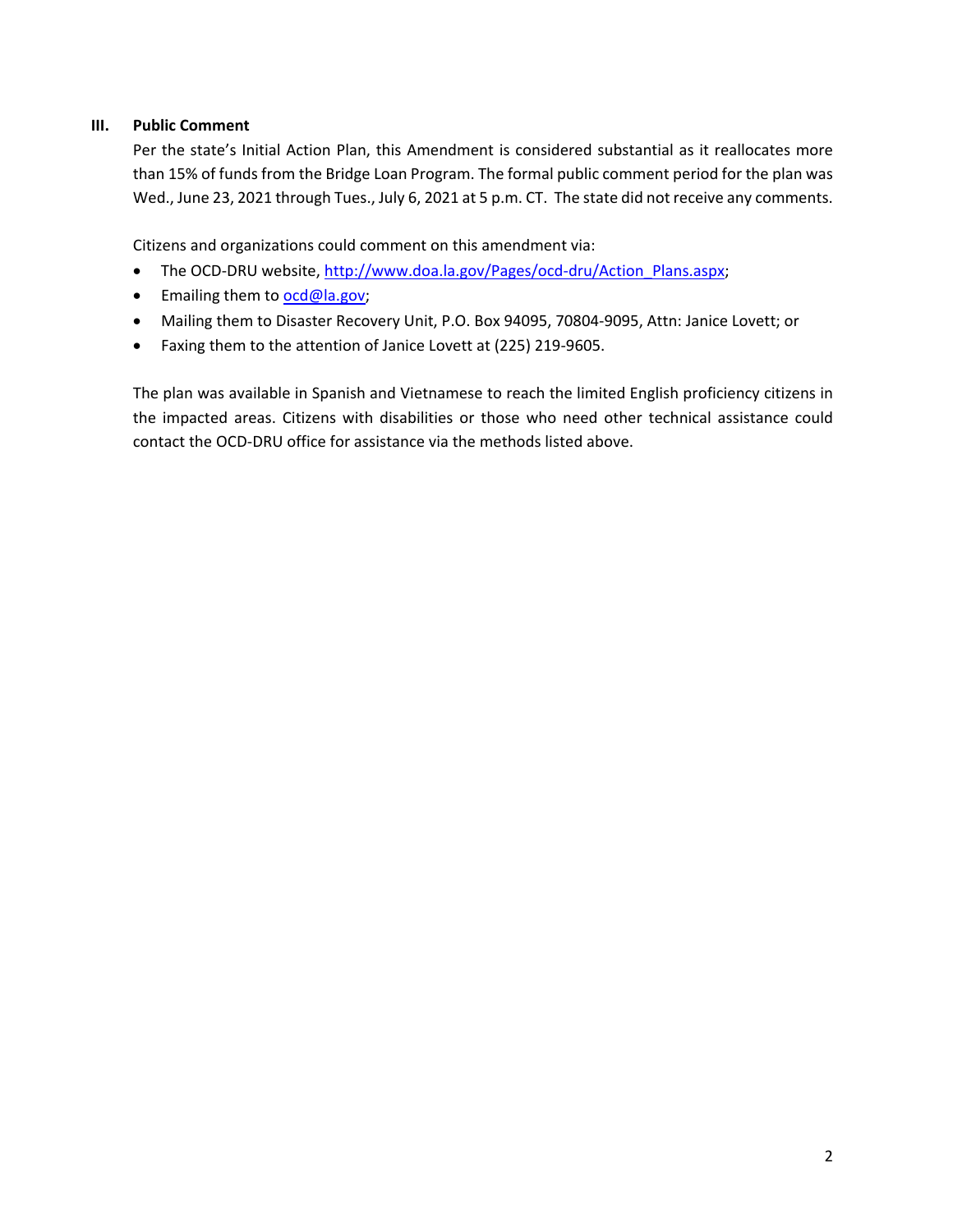## III. Public Comment

Per the state's Initial Action Plan, this Amendment is considered substantial as it reallocates more than 15% of funds from the Bridge Loan Program. The formal public comment period for the plan was Wed., June 23, 2021 through Tues., July 6, 2021 at 5 p.m. CT. The state did not receive any comments.

Citizens and organizations could comment on this amendment via:

- The OCD-DRU website, http://www.doa.la.gov/Pages/ocd-dru/Action_Plans.aspx;
- Emailing them to ocd@la.gov;
- Mailing them to Disaster Recovery Unit, P.O. Box 94095, 70804-9095, Attn: Janice Lovett; or
- Faxing them to the attention of Janice Lovett at (225) 219-9605.

The plan was available in Spanish and Vietnamese to reach the limited English proficiency citizens in the impacted areas. Citizens with disabilities or those who need other technical assistance could contact the OCD-DRU office for assistance via the methods listed above.